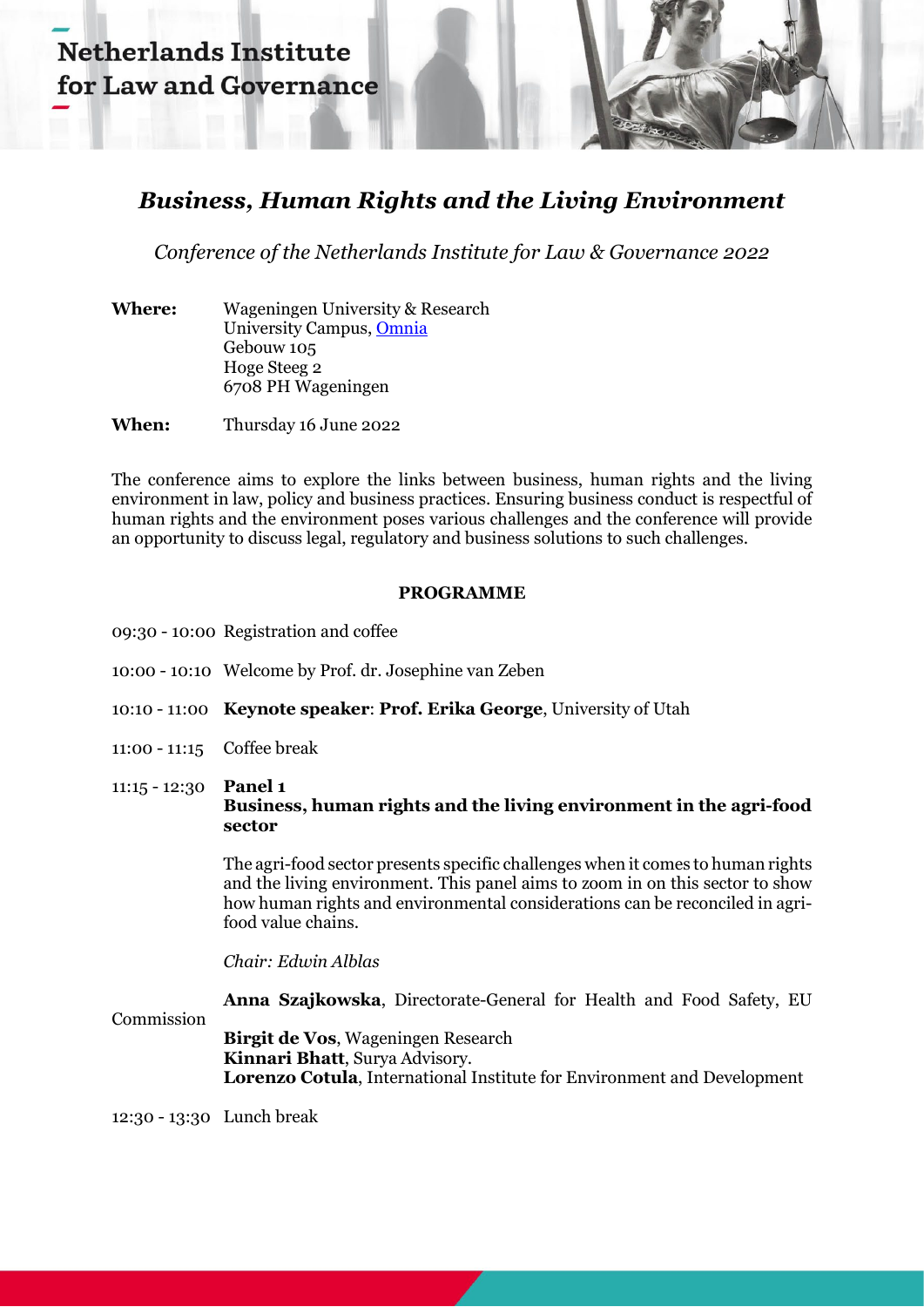**Netherlands Institute for Law and Governance**

# *Business, Human Rights and the Living Environment*

*Conference of the Netherlands Institute for Law & Governance 2022*

**Where:** Wageningen University & Research
University Campus, Omnia
Gebouw 105
Hoge Steeg 2
6708 PH Wageningen

**When:** Thursday 16 June 2022

The conference aims to explore the links between business, human rights and the living environment in law, policy and business practices. Ensuring business conduct is respectful of human rights and the environment poses various challenges and the conference will provide an opportunity to discuss legal, regulatory and business solutions to such challenges.

## PROGRAMME

09:30 - 10:00 Registration and coffee

10:00 - 10:10 Welcome by Prof. dr. Josephine van Zeben

10:10 - 11:00 **Keynote speaker**: **Prof. Erika George**, University of Utah

11:00 - 11:15 Coffee break

11:15 - 12:30 **Panel 1**
**Business, human rights and the living environment in the agri-food sector**

The agri-food sector presents specific challenges when it comes to human rights and the living environment. This panel aims to zoom in on this sector to show how human rights and environmental considerations can be reconciled in agri-food value chains.

*Chair: Edwin Alblas*

**Anna Szajkowska**, Directorate-General for Health and Food Safety, EU Commission
**Birgit de Vos**, Wageningen Research
**Kinnari Bhatt**, Surya Advisory.
**Lorenzo Cotula**, International Institute for Environment and Development

12:30 - 13:30 Lunch break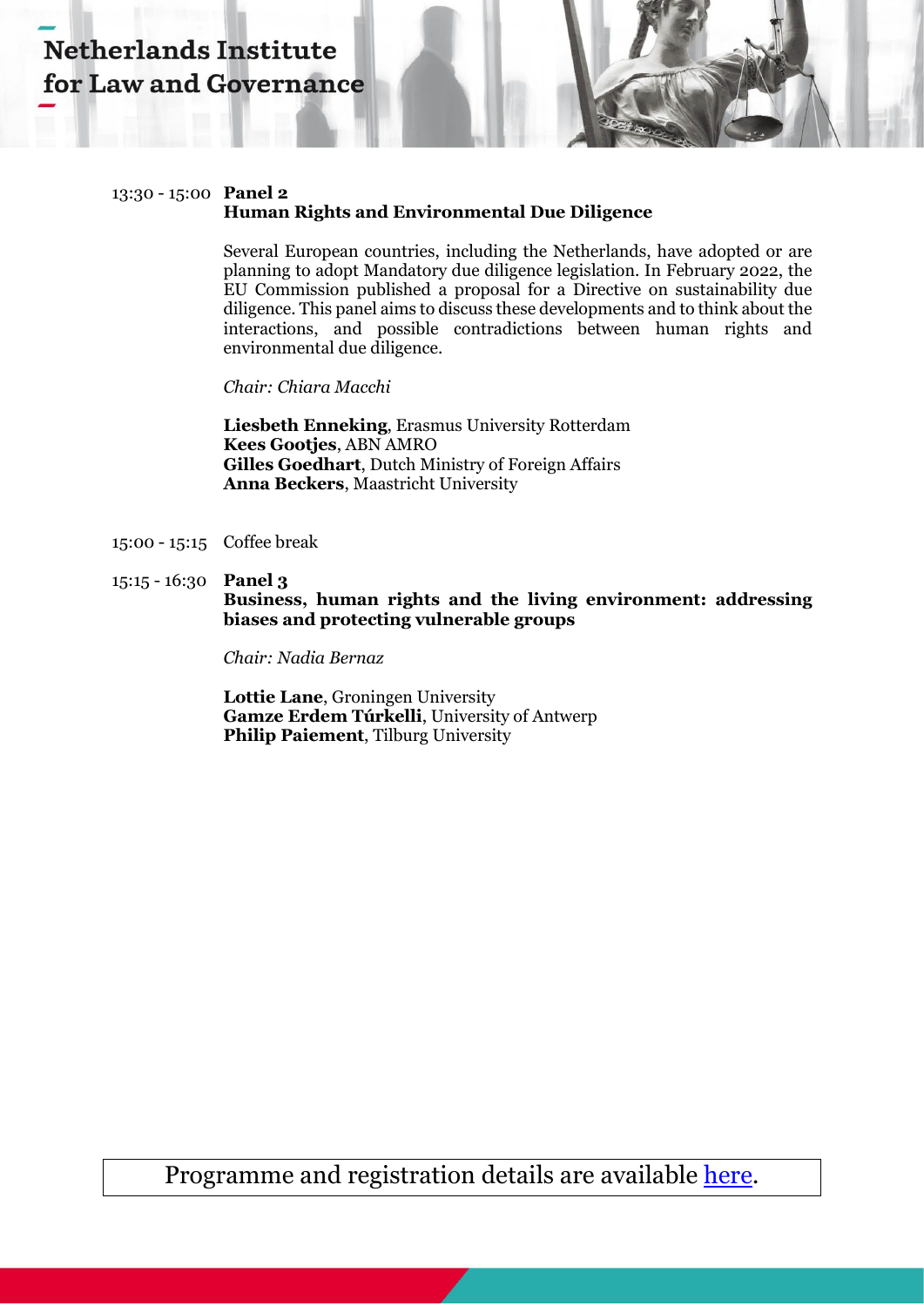13:30 - 15:00 **Panel 2**
**Human Rights and Environmental Due Diligence**

Several European countries, including the Netherlands, have adopted or are planning to adopt Mandatory due diligence legislation. In February 2022, the EU Commission published a proposal for a Directive on sustainability due diligence. This panel aims to discuss these developments and to think about the interactions, and possible contradictions between human rights and environmental due diligence.

*Chair: Chiara Macchi*

**Liesbeth Enneking**, Erasmus University Rotterdam
**Kees Gootjes**, ABN AMRO
**Gilles Goedhart**, Dutch Ministry of Foreign Affairs
**Anna Beckers**, Maastricht University

15:00 - 15:15 Coffee break

15:15 - 16:30 **Panel 3**
**Business, human rights and the living environment: addressing biases and protecting vulnerable groups**

*Chair: Nadia Bernaz*

**Lottie Lane**, Groningen University
**Gamze Erdem Túrkelli**, University of Antwerp
**Philip Paiement**, Tilburg University

Programme and registration details are available here.